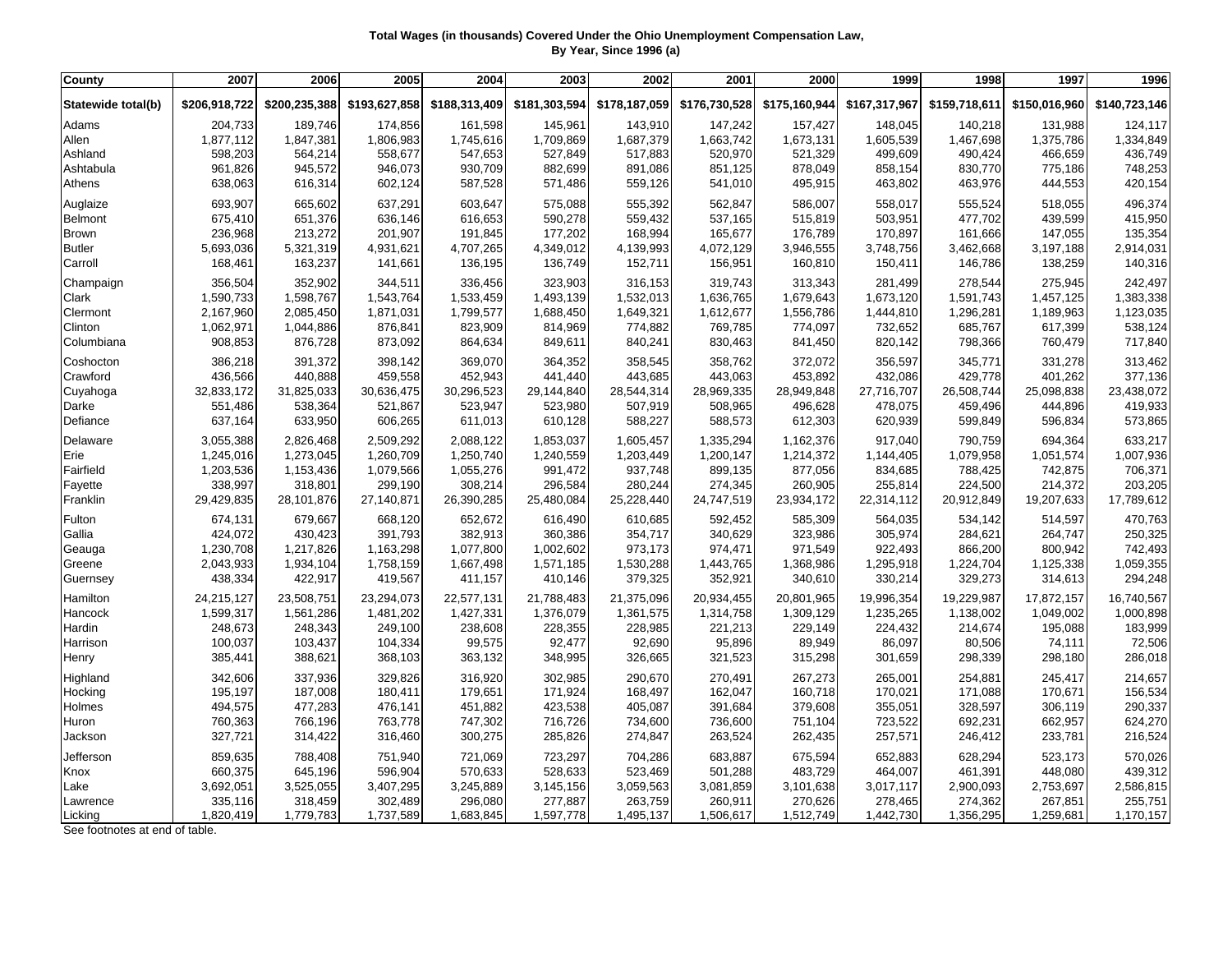**Total Wages (in thousands) Covered Under the Ohio Unemployment Compensation Law, By Year, Since 1996 (a)**

| County | 2007 | 2006 | 2005 | 2004 | 2003 | 2002 | 2001 | 2000 | 1999 | 1998 | 1997 | 1996 |
|---|---|---|---|---|---|---|---|---|---|---|---|---|
| Statewide total(b) | $206,918,722 | $200,235,388 | $193,627,858 | $188,313,409 | $181,303,594 | $178,187,059 | $176,730,528 | $175,160,944 | $167,317,967 | $159,718,611 | $150,016,960 | $140,723,146 |
| Adams | 204,733 | 189,746 | 174,856 | 161,598 | 145,961 | 143,910 | 147,242 | 157,427 | 148,045 | 140,218 | 131,988 | 124,117 |
| Allen | 1,877,112 | 1,847,381 | 1,806,983 | 1,745,616 | 1,709,869 | 1,687,379 | 1,663,742 | 1,673,131 | 1,605,539 | 1,467,698 | 1,375,786 | 1,334,849 |
| Ashland | 598,203 | 564,214 | 558,677 | 547,653 | 527,849 | 517,883 | 520,970 | 521,329 | 499,609 | 490,424 | 466,659 | 436,749 |
| Ashtabula | 961,826 | 945,572 | 946,073 | 930,709 | 882,699 | 891,086 | 851,125 | 878,049 | 858,154 | 830,770 | 775,186 | 748,253 |
| Athens | 638,063 | 616,314 | 602,124 | 587,528 | 571,486 | 559,126 | 541,010 | 495,915 | 463,802 | 463,976 | 444,553 | 420,154 |
| Auglaize | 693,907 | 665,602 | 637,291 | 603,647 | 575,088 | 555,392 | 562,847 | 586,007 | 558,017 | 555,524 | 518,055 | 496,374 |
| Belmont | 675,410 | 651,376 | 636,146 | 616,653 | 590,278 | 559,432 | 537,165 | 515,819 | 503,951 | 477,702 | 439,599 | 415,950 |
| Brown | 236,968 | 213,272 | 201,907 | 191,845 | 177,202 | 168,994 | 165,677 | 176,789 | 170,897 | 161,666 | 147,055 | 135,354 |
| Butler | 5,693,036 | 5,321,319 | 4,931,621 | 4,707,265 | 4,349,012 | 4,139,993 | 4,072,129 | 3,946,555 | 3,748,756 | 3,462,668 | 3,197,188 | 2,914,031 |
| Carroll | 168,461 | 163,237 | 141,661 | 136,195 | 136,749 | 152,711 | 156,951 | 160,810 | 150,411 | 146,786 | 138,259 | 140,316 |
| Champaign | 356,504 | 352,902 | 344,511 | 336,456 | 323,903 | 316,153 | 319,743 | 313,343 | 281,499 | 278,544 | 275,945 | 242,497 |
| Clark | 1,590,733 | 1,598,767 | 1,543,764 | 1,533,459 | 1,493,139 | 1,532,013 | 1,636,765 | 1,679,643 | 1,673,120 | 1,591,743 | 1,457,125 | 1,383,338 |
| Clermont | 2,167,960 | 2,085,450 | 1,871,031 | 1,799,577 | 1,688,450 | 1,649,321 | 1,612,677 | 1,556,786 | 1,444,810 | 1,296,281 | 1,189,963 | 1,123,035 |
| Clinton | 1,062,971 | 1,044,886 | 876,841 | 823,909 | 814,969 | 774,882 | 769,785 | 774,097 | 732,652 | 685,767 | 617,399 | 538,124 |
| Columbiana | 908,853 | 876,728 | 873,092 | 864,634 | 849,611 | 840,241 | 830,463 | 841,450 | 820,142 | 798,366 | 760,479 | 717,840 |
| Coshocton | 386,218 | 391,372 | 398,142 | 369,070 | 364,352 | 358,545 | 358,762 | 372,072 | 356,597 | 345,771 | 331,278 | 313,462 |
| Crawford | 436,566 | 440,888 | 459,558 | 452,943 | 441,440 | 443,685 | 443,063 | 453,892 | 432,086 | 429,778 | 401,262 | 377,136 |
| Cuyahoga | 32,833,172 | 31,825,033 | 30,636,475 | 30,296,523 | 29,144,840 | 28,544,314 | 28,969,335 | 28,949,848 | 27,716,707 | 26,508,744 | 25,098,838 | 23,438,072 |
| Darke | 551,486 | 538,364 | 521,867 | 523,947 | 523,980 | 507,919 | 508,965 | 496,628 | 478,075 | 459,496 | 444,896 | 419,933 |
| Defiance | 637,164 | 633,950 | 606,265 | 611,013 | 610,128 | 588,227 | 588,573 | 612,303 | 620,939 | 599,849 | 596,834 | 573,865 |
| Delaware | 3,055,388 | 2,826,468 | 2,509,292 | 2,088,122 | 1,853,037 | 1,605,457 | 1,335,294 | 1,162,376 | 917,040 | 790,759 | 694,364 | 633,217 |
| Erie | 1,245,016 | 1,273,045 | 1,260,709 | 1,250,740 | 1,240,559 | 1,203,449 | 1,200,147 | 1,214,372 | 1,144,405 | 1,079,958 | 1,051,574 | 1,007,936 |
| Fairfield | 1,203,536 | 1,153,436 | 1,079,566 | 1,055,276 | 991,472 | 937,748 | 899,135 | 877,056 | 834,685 | 788,425 | 742,875 | 706,371 |
| Fayette | 338,997 | 318,801 | 299,190 | 308,214 | 296,584 | 280,244 | 274,345 | 260,905 | 255,814 | 224,500 | 214,372 | 203,205 |
| Franklin | 29,429,835 | 28,101,876 | 27,140,871 | 26,390,285 | 25,480,084 | 25,228,440 | 24,747,519 | 23,934,172 | 22,314,112 | 20,912,849 | 19,207,633 | 17,789,612 |
| Fulton | 674,131 | 679,667 | 668,120 | 652,672 | 616,490 | 610,685 | 592,452 | 585,309 | 564,035 | 534,142 | 514,597 | 470,763 |
| Gallia | 424,072 | 430,423 | 391,793 | 382,913 | 360,386 | 354,717 | 340,629 | 323,986 | 305,974 | 284,621 | 264,747 | 250,325 |
| Geauga | 1,230,708 | 1,217,826 | 1,163,298 | 1,077,800 | 1,002,602 | 973,173 | 974,471 | 971,549 | 922,493 | 866,200 | 800,942 | 742,493 |
| Greene | 2,043,933 | 1,934,104 | 1,758,159 | 1,667,498 | 1,571,185 | 1,530,288 | 1,443,765 | 1,368,986 | 1,295,918 | 1,224,704 | 1,125,338 | 1,059,355 |
| Guernsey | 438,334 | 422,917 | 419,567 | 411,157 | 410,146 | 379,325 | 352,921 | 340,610 | 330,214 | 329,273 | 314,613 | 294,248 |
| Hamilton | 24,215,127 | 23,508,751 | 23,294,073 | 22,577,131 | 21,788,483 | 21,375,096 | 20,934,455 | 20,801,965 | 19,996,354 | 19,229,987 | 17,872,157 | 16,740,567 |
| Hancock | 1,599,317 | 1,561,286 | 1,481,202 | 1,427,331 | 1,376,079 | 1,361,575 | 1,314,758 | 1,309,129 | 1,235,265 | 1,138,002 | 1,049,002 | 1,000,898 |
| Hardin | 248,673 | 248,343 | 249,100 | 238,608 | 228,355 | 228,985 | 221,213 | 229,149 | 224,432 | 214,674 | 195,088 | 183,999 |
| Harrison | 100,037 | 103,437 | 104,334 | 99,575 | 92,477 | 92,690 | 95,896 | 89,949 | 86,097 | 80,506 | 74,111 | 72,506 |
| Henry | 385,441 | 388,621 | 368,103 | 363,132 | 348,995 | 326,665 | 321,523 | 315,298 | 301,659 | 298,339 | 298,180 | 286,018 |
| Highland | 342,606 | 337,936 | 329,826 | 316,920 | 302,985 | 290,670 | 270,491 | 267,273 | 265,001 | 254,881 | 245,417 | 214,657 |
| Hocking | 195,197 | 187,008 | 180,411 | 179,651 | 171,924 | 168,497 | 162,047 | 160,718 | 170,021 | 171,088 | 170,671 | 156,534 |
| Holmes | 494,575 | 477,283 | 476,141 | 451,882 | 423,538 | 405,087 | 391,684 | 379,608 | 355,051 | 328,597 | 306,119 | 290,337 |
| Huron | 760,363 | 766,196 | 763,778 | 747,302 | 716,726 | 734,600 | 736,600 | 751,104 | 723,522 | 692,231 | 662,957 | 624,270 |
| Jackson | 327,721 | 314,422 | 316,460 | 300,275 | 285,826 | 274,847 | 263,524 | 262,435 | 257,571 | 246,412 | 233,781 | 216,524 |
| Jefferson | 859,635 | 788,408 | 751,940 | 721,069 | 723,297 | 704,286 | 683,887 | 675,594 | 652,883 | 628,294 | 523,173 | 570,026 |
| Knox | 660,375 | 645,196 | 596,904 | 570,633 | 528,633 | 523,469 | 501,288 | 483,729 | 464,007 | 461,391 | 448,080 | 439,312 |
| Lake | 3,692,051 | 3,525,055 | 3,407,295 | 3,245,889 | 3,145,156 | 3,059,563 | 3,081,859 | 3,101,638 | 3,017,117 | 2,900,093 | 2,753,697 | 2,586,815 |
| Lawrence | 335,116 | 318,459 | 302,489 | 296,080 | 277,887 | 263,759 | 260,911 | 270,626 | 278,465 | 274,362 | 267,851 | 255,751 |
| Licking | 1,820,419 | 1,779,783 | 1,737,589 | 1,683,845 | 1,597,778 | 1,495,137 | 1,506,617 | 1,512,749 | 1,442,730 | 1,356,295 | 1,259,681 | 1,170,157 |

See footnotes at end of table.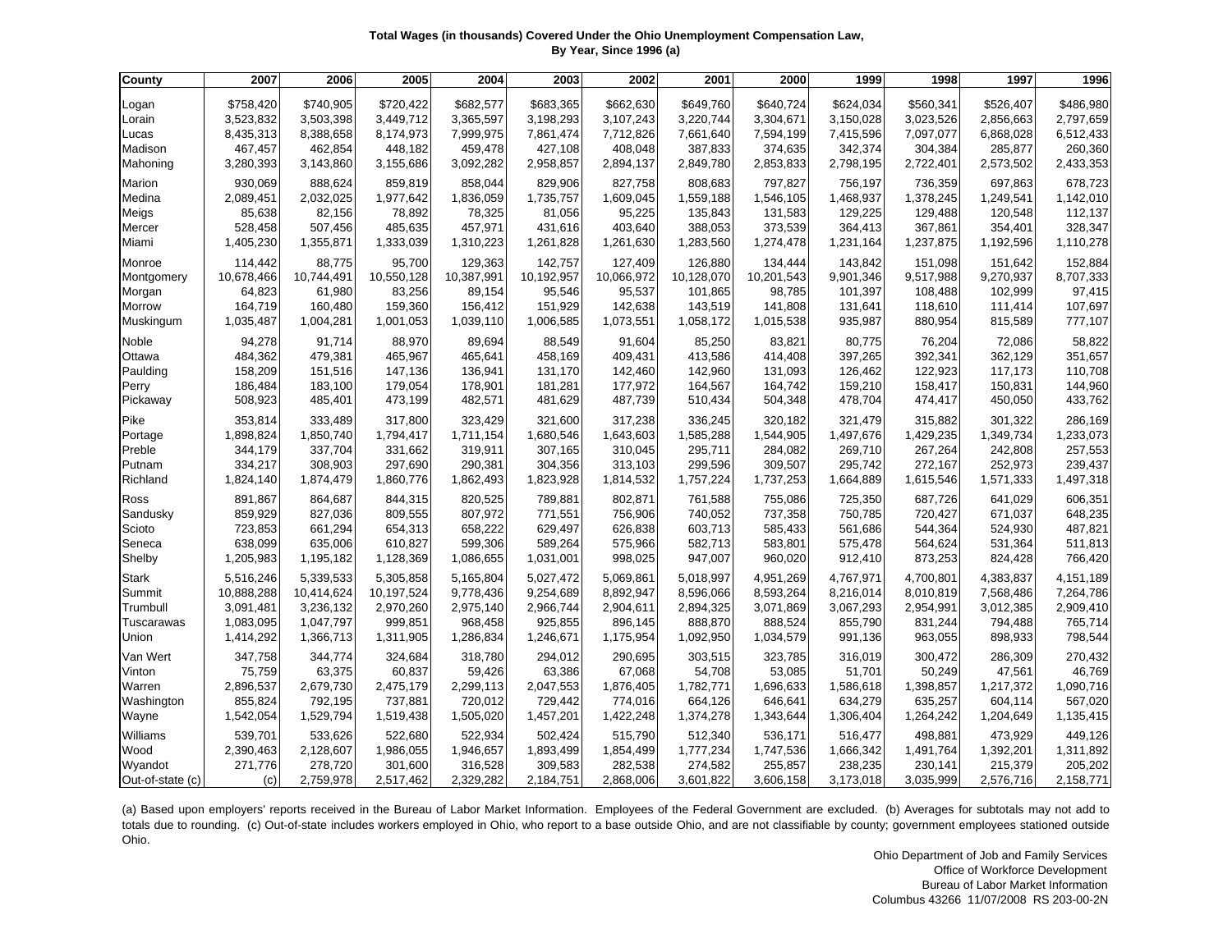**Total Wages (in thousands) Covered Under the Ohio Unemployment Compensation Law, By Year, Since 1996 (a)**

| County | 2007 | 2006 | 2005 | 2004 | 2003 | 2002 | 2001 | 2000 | 1999 | 1998 | 1997 | 1996 |
|---|---|---|---|---|---|---|---|---|---|---|---|---|
| Logan | $758,420 | $740,905 | $720,422 | $682,577 | $683,365 | $662,630 | $649,760 | $640,724 | $624,034 | $560,341 | $526,407 | $486,980 |
| Lorain | 3,523,832 | 3,503,398 | 3,449,712 | 3,365,597 | 3,198,293 | 3,107,243 | 3,220,744 | 3,304,671 | 3,150,028 | 3,023,526 | 2,856,663 | 2,797,659 |
| Lucas | 8,435,313 | 8,388,658 | 8,174,973 | 7,999,975 | 7,861,474 | 7,712,826 | 7,661,640 | 7,594,199 | 7,415,596 | 7,097,077 | 6,868,028 | 6,512,433 |
| Madison | 467,457 | 462,854 | 448,182 | 459,478 | 427,108 | 408,048 | 387,833 | 374,635 | 342,374 | 304,384 | 285,877 | 260,360 |
| Mahoning | 3,280,393 | 3,143,860 | 3,155,686 | 3,092,282 | 2,958,857 | 2,894,137 | 2,849,780 | 2,853,833 | 2,798,195 | 2,722,401 | 2,573,502 | 2,433,353 |
| Marion | 930,069 | 888,624 | 859,819 | 858,044 | 829,906 | 827,758 | 808,683 | 797,827 | 756,197 | 736,359 | 697,863 | 678,723 |
| Medina | 2,089,451 | 2,032,025 | 1,977,642 | 1,836,059 | 1,735,757 | 1,609,045 | 1,559,188 | 1,546,105 | 1,468,937 | 1,378,245 | 1,249,541 | 1,142,010 |
| Meigs | 85,638 | 82,156 | 78,892 | 78,325 | 81,056 | 95,225 | 135,843 | 131,583 | 129,225 | 129,488 | 120,548 | 112,137 |
| Mercer | 528,458 | 507,456 | 485,635 | 457,971 | 431,616 | 403,640 | 388,053 | 373,539 | 364,413 | 367,861 | 354,401 | 328,347 |
| Miami | 1,405,230 | 1,355,871 | 1,333,039 | 1,310,223 | 1,261,828 | 1,261,630 | 1,283,560 | 1,274,478 | 1,231,164 | 1,237,875 | 1,192,596 | 1,110,278 |
| Monroe | 114,442 | 88,775 | 95,700 | 129,363 | 142,757 | 127,409 | 126,880 | 134,444 | 143,842 | 151,098 | 151,642 | 152,884 |
| Montgomery | 10,678,466 | 10,744,491 | 10,550,128 | 10,387,991 | 10,192,957 | 10,066,972 | 10,128,070 | 10,201,543 | 9,901,346 | 9,517,988 | 9,270,937 | 8,707,333 |
| Morgan | 64,823 | 61,980 | 83,256 | 89,154 | 95,546 | 95,537 | 101,865 | 98,785 | 101,397 | 108,488 | 102,999 | 97,415 |
| Morrow | 164,719 | 160,480 | 159,360 | 156,412 | 151,929 | 142,638 | 143,519 | 141,808 | 131,641 | 118,610 | 111,414 | 107,697 |
| Muskingum | 1,035,487 | 1,004,281 | 1,001,053 | 1,039,110 | 1,006,585 | 1,073,551 | 1,058,172 | 1,015,538 | 935,987 | 880,954 | 815,589 | 777,107 |
| Noble | 94,278 | 91,714 | 88,970 | 89,694 | 88,549 | 91,604 | 85,250 | 83,821 | 80,775 | 76,204 | 72,086 | 58,822 |
| Ottawa | 484,362 | 479,381 | 465,967 | 465,641 | 458,169 | 409,431 | 413,586 | 414,408 | 397,265 | 392,341 | 362,129 | 351,657 |
| Paulding | 158,209 | 151,516 | 147,136 | 136,941 | 131,170 | 142,460 | 142,960 | 131,093 | 126,462 | 122,923 | 117,173 | 110,708 |
| Perry | 186,484 | 183,100 | 179,054 | 178,901 | 181,281 | 177,972 | 164,567 | 164,742 | 159,210 | 158,417 | 150,831 | 144,960 |
| Pickaway | 508,923 | 485,401 | 473,199 | 482,571 | 481,629 | 487,739 | 510,434 | 504,348 | 478,704 | 474,417 | 450,050 | 433,762 |
| Pike | 353,814 | 333,489 | 317,800 | 323,429 | 321,600 | 317,238 | 336,245 | 320,182 | 321,479 | 315,882 | 301,322 | 286,169 |
| Portage | 1,898,824 | 1,850,740 | 1,794,417 | 1,711,154 | 1,680,546 | 1,643,603 | 1,585,288 | 1,544,905 | 1,497,676 | 1,429,235 | 1,349,734 | 1,233,073 |
| Preble | 344,179 | 337,704 | 331,662 | 319,911 | 307,165 | 310,045 | 295,711 | 284,082 | 269,710 | 267,264 | 242,808 | 257,553 |
| Putnam | 334,217 | 308,903 | 297,690 | 290,381 | 304,356 | 313,103 | 299,596 | 309,507 | 295,742 | 272,167 | 252,973 | 239,437 |
| Richland | 1,824,140 | 1,874,479 | 1,860,776 | 1,862,493 | 1,823,928 | 1,814,532 | 1,757,224 | 1,737,253 | 1,664,889 | 1,615,546 | 1,571,333 | 1,497,318 |
| Ross | 891,867 | 864,687 | 844,315 | 820,525 | 789,881 | 802,871 | 761,588 | 755,086 | 725,350 | 687,726 | 641,029 | 606,351 |
| Sandusky | 859,929 | 827,036 | 809,555 | 807,972 | 771,551 | 756,906 | 740,052 | 737,358 | 750,785 | 720,427 | 671,037 | 648,235 |
| Scioto | 723,853 | 661,294 | 654,313 | 658,222 | 629,497 | 626,838 | 603,713 | 585,433 | 561,686 | 544,364 | 524,930 | 487,821 |
| Seneca | 638,099 | 635,006 | 610,827 | 599,306 | 589,264 | 575,966 | 582,713 | 583,801 | 575,478 | 564,624 | 531,364 | 511,813 |
| Shelby | 1,205,983 | 1,195,182 | 1,128,369 | 1,086,655 | 1,031,001 | 998,025 | 947,007 | 960,020 | 912,410 | 873,253 | 824,428 | 766,420 |
| Stark | 5,516,246 | 5,339,533 | 5,305,858 | 5,165,804 | 5,027,472 | 5,069,861 | 5,018,997 | 4,951,269 | 4,767,971 | 4,700,801 | 4,383,837 | 4,151,189 |
| Summit | 10,888,288 | 10,414,624 | 10,197,524 | 9,778,436 | 9,254,689 | 8,892,947 | 8,596,066 | 8,593,264 | 8,216,014 | 8,010,819 | 7,568,486 | 7,264,786 |
| Trumbull | 3,091,481 | 3,236,132 | 2,970,260 | 2,975,140 | 2,966,744 | 2,904,611 | 2,894,325 | 3,071,869 | 3,067,293 | 2,954,991 | 3,012,385 | 2,909,410 |
| Tuscarawas | 1,083,095 | 1,047,797 | 999,851 | 968,458 | 925,855 | 896,145 | 888,870 | 888,524 | 855,790 | 831,244 | 794,488 | 765,714 |
| Union | 1,414,292 | 1,366,713 | 1,311,905 | 1,286,834 | 1,246,671 | 1,175,954 | 1,092,950 | 1,034,579 | 991,136 | 963,055 | 898,933 | 798,544 |
| Van Wert | 347,758 | 344,774 | 324,684 | 318,780 | 294,012 | 290,695 | 303,515 | 323,785 | 316,019 | 300,472 | 286,309 | 270,432 |
| Vinton | 75,759 | 63,375 | 60,837 | 59,426 | 63,386 | 67,068 | 54,708 | 53,085 | 51,701 | 50,249 | 47,561 | 46,769 |
| Warren | 2,896,537 | 2,679,730 | 2,475,179 | 2,299,113 | 2,047,553 | 1,876,405 | 1,782,771 | 1,696,633 | 1,586,618 | 1,398,857 | 1,217,372 | 1,090,716 |
| Washington | 855,824 | 792,195 | 737,881 | 720,012 | 729,442 | 774,016 | 664,126 | 646,641 | 634,279 | 635,257 | 604,114 | 567,020 |
| Wayne | 1,542,054 | 1,529,794 | 1,519,438 | 1,505,020 | 1,457,201 | 1,422,248 | 1,374,278 | 1,343,644 | 1,306,404 | 1,264,242 | 1,204,649 | 1,135,415 |
| Williams | 539,701 | 533,626 | 522,680 | 522,934 | 502,424 | 515,790 | 512,340 | 536,171 | 516,477 | 498,881 | 473,929 | 449,126 |
| Wood | 2,390,463 | 2,128,607 | 1,986,055 | 1,946,657 | 1,893,499 | 1,854,499 | 1,777,234 | 1,747,536 | 1,666,342 | 1,491,764 | 1,392,201 | 1,311,892 |
| Wyandot | 271,776 | 278,720 | 301,600 | 316,528 | 309,583 | 282,538 | 274,582 | 255,857 | 238,235 | 230,141 | 215,379 | 205,202 |
| Out-of-state (c) | (c) | 2,759,978 | 2,517,462 | 2,329,282 | 2,184,751 | 2,868,006 | 3,601,822 | 3,606,158 | 3,173,018 | 3,035,999 | 2,576,716 | 2,158,771 |

(a) Based upon employers' reports received in the Bureau of Labor Market Information. Employees of the Federal Government are excluded. (b) Averages for subtotals may not add to totals due to rounding. (c) Out-of-state includes workers employed in Ohio, who report to a base outside Ohio, and are not classifiable by county; government employees stationed outside Ohio.

Ohio Department of Job and Family Services
Office of Workforce Development
Bureau of Labor Market Information
Columbus 43266 11/07/2008 RS 203-00-2N